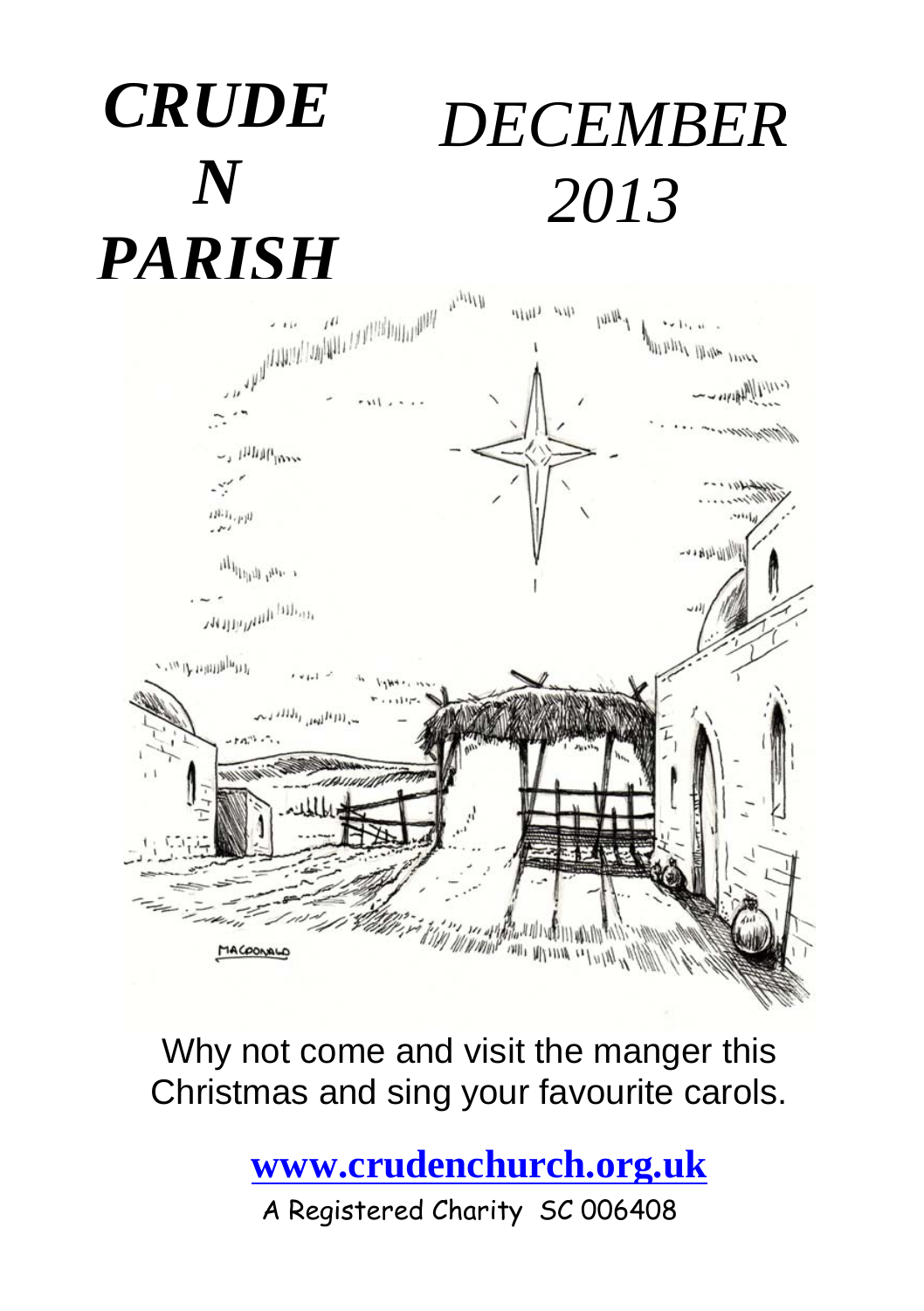# *CRUDEN PARISH*

# *DECEMBER 2013*

Why not come and visit the manger this Christmas and sing your favourite carols.

**www.crudenchurch.org.uk**

A Registered Charity SC 006408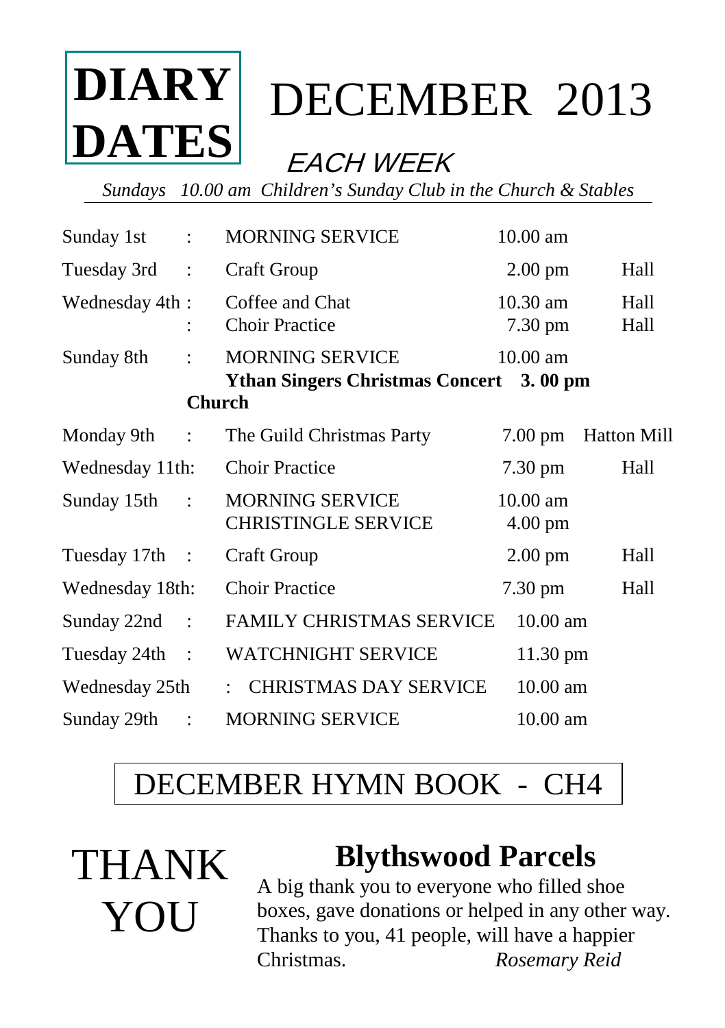# DIARY DATES — DECEMBER 2013

## EACH WEEK

*Sundays 10.00 am Children's Sunday Club in the Church & Stables*

| Day | Event | Time | Venue |
|---|---|---|---|
| Sunday 1st | MORNING SERVICE | 10.00 am | |
| Tuesday 3rd | Craft Group | 2.00 pm | Hall |
| Wednesday 4th | Coffee and Chat | 10.30 am | Hall |
| | Choir Practice | 7.30 pm | Hall |
| Sunday 8th | MORNING SERVICE | 10.00 am | |
| | **Ythan Singers Christmas Concert** | **3. 00 pm** | **Church** |
| Monday 9th | The Guild Christmas Party | 7.00 pm | Hatton Mill |
| Wednesday 11th | Choir Practice | 7.30 pm | Hall |
| Sunday 15th | MORNING SERVICE | 10.00 am | |
| | CHRISTINGLE SERVICE | 4.00 pm | |
| Tuesday 17th | Craft Group | 2.00 pm | Hall |
| Wednesday 18th | Choir Practice | 7.30 pm | Hall |
| Sunday 22nd | FAMILY CHRISTMAS SERVICE | 10.00 am | |
| Tuesday 24th | WATCHNIGHT SERVICE | 11.30 pm | |
| Wednesday 25th | CHRISTMAS DAY SERVICE | 10.00 am | |
| Sunday 29th | MORNING SERVICE | 10.00 am | |

## DECEMBER HYMN BOOK - CH4

# THANK YOU

## Blythswood Parcels

A big thank you to everyone who filled shoe boxes, gave donations or helped in any other way. Thanks to you, 41 people, will have a happier Christmas.

*Rosemary Reid*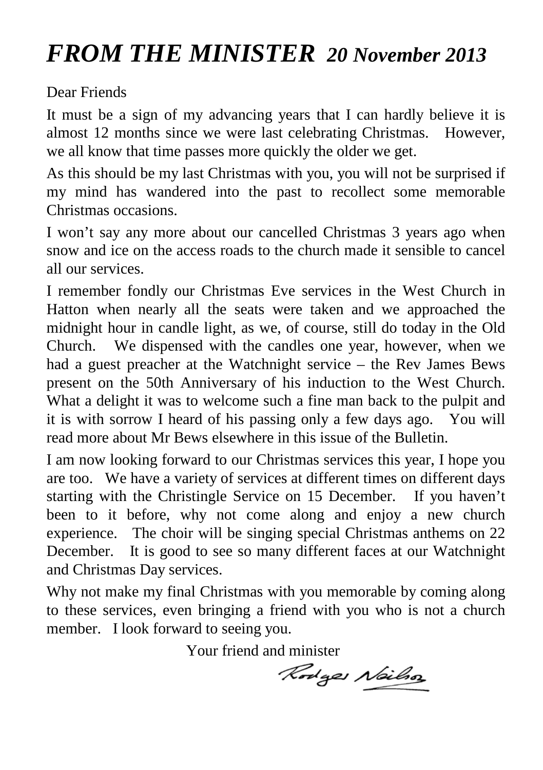# *FROM THE MINISTER* ***20 November 2013***

Dear Friends

It must be a sign of my advancing years that I can hardly believe it is almost 12 months since we were last celebrating Christmas. However, we all know that time passes more quickly the older we get.

As this should be my last Christmas with you, you will not be surprised if my mind has wandered into the past to recollect some memorable Christmas occasions.

I won't say any more about our cancelled Christmas 3 years ago when snow and ice on the access roads to the church made it sensible to cancel all our services.

I remember fondly our Christmas Eve services in the West Church in Hatton when nearly all the seats were taken and we approached the midnight hour in candle light, as we, of course, still do today in the Old Church. We dispensed with the candles one year, however, when we had a guest preacher at the Watchnight service – the Rev James Bews present on the 50th Anniversary of his induction to the West Church. What a delight it was to welcome such a fine man back to the pulpit and it is with sorrow I heard of his passing only a few days ago. You will read more about Mr Bews elsewhere in this issue of the Bulletin.

I am now looking forward to our Christmas services this year, I hope you are too. We have a variety of services at different times on different days starting with the Christingle Service on 15 December. If you haven't been to it before, why not come along and enjoy a new church experience. The choir will be singing special Christmas anthems on 22 December. It is good to see so many different faces at our Watchnight and Christmas Day services.

Why not make my final Christmas with you memorable by coming along to these services, even bringing a friend with you who is not a church member. I look forward to seeing you.

Your friend and minister

Rodger Neilson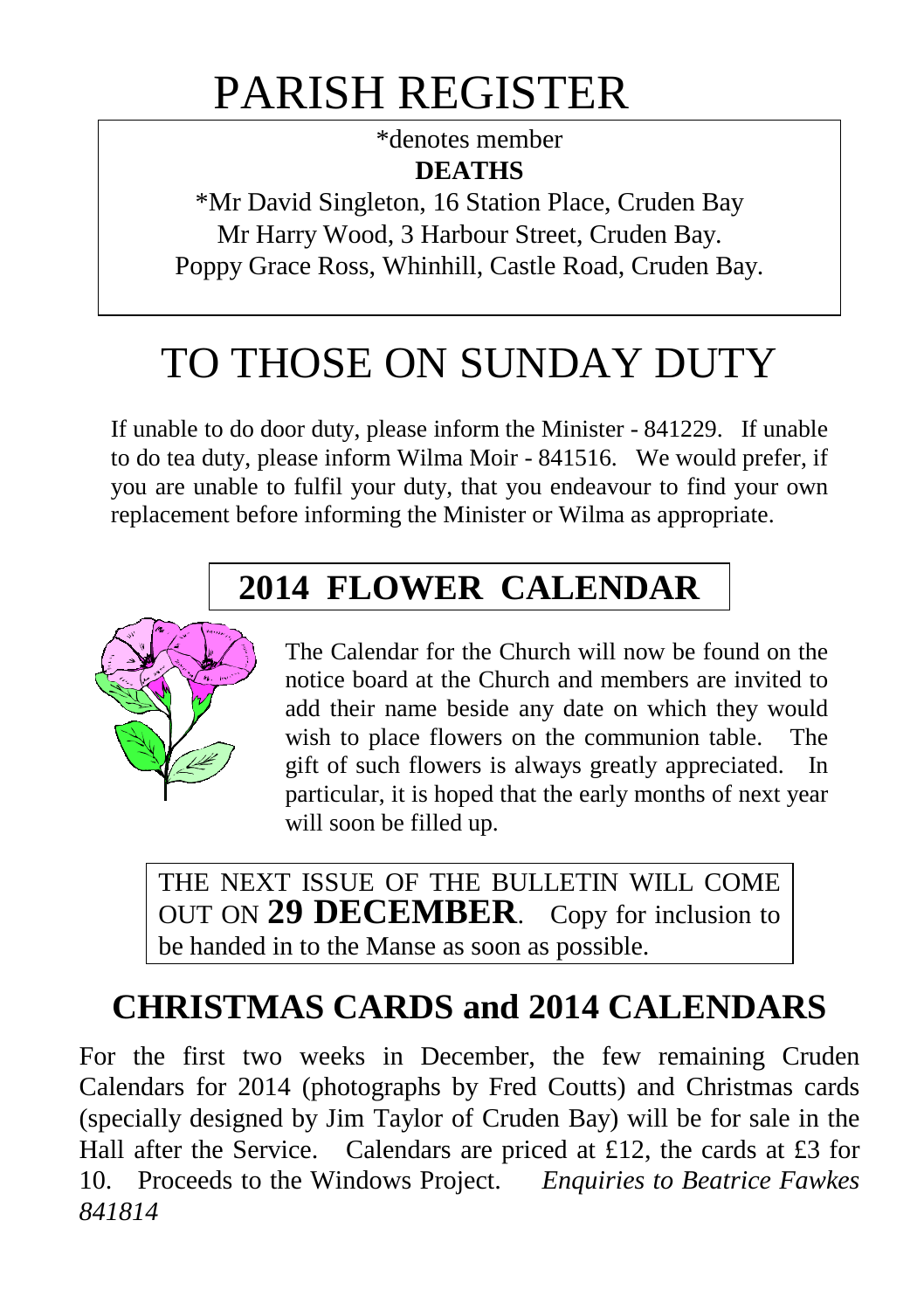# PARISH REGISTER

*denotes member

**DEATHS**

*Mr David Singleton, 16 Station Place, Cruden Bay
Mr Harry Wood, 3 Harbour Street, Cruden Bay.
Poppy Grace Ross, Whinhill, Castle Road, Cruden Bay.

# TO THOSE ON SUNDAY DUTY

If unable to do door duty, please inform the Minister - 841229. If unable to do tea duty, please inform Wilma Moir - 841516. We would prefer, if you are unable to fulfil your duty, that you endeavour to find your own replacement before informing the Minister or Wilma as appropriate.

## 2014 FLOWER CALENDAR

The Calendar for the Church will now be found on the notice board at the Church and members are invited to add their name beside any date on which they would wish to place flowers on the communion table. The gift of such flowers is always greatly appreciated. In particular, it is hoped that the early months of next year will soon be filled up.

THE NEXT ISSUE OF THE BULLETIN WILL COME OUT ON **29 DECEMBER**. Copy for inclusion to be handed in to the Manse as soon as possible.

## CHRISTMAS CARDS and 2014 CALENDARS

For the first two weeks in December, the few remaining Cruden Calendars for 2014 (photographs by Fred Coutts) and Christmas cards (specially designed by Jim Taylor of Cruden Bay) will be for sale in the Hall after the Service. Calendars are priced at £12, the cards at £3 for 10. Proceeds to the Windows Project. *Enquiries to Beatrice Fawkes 841814*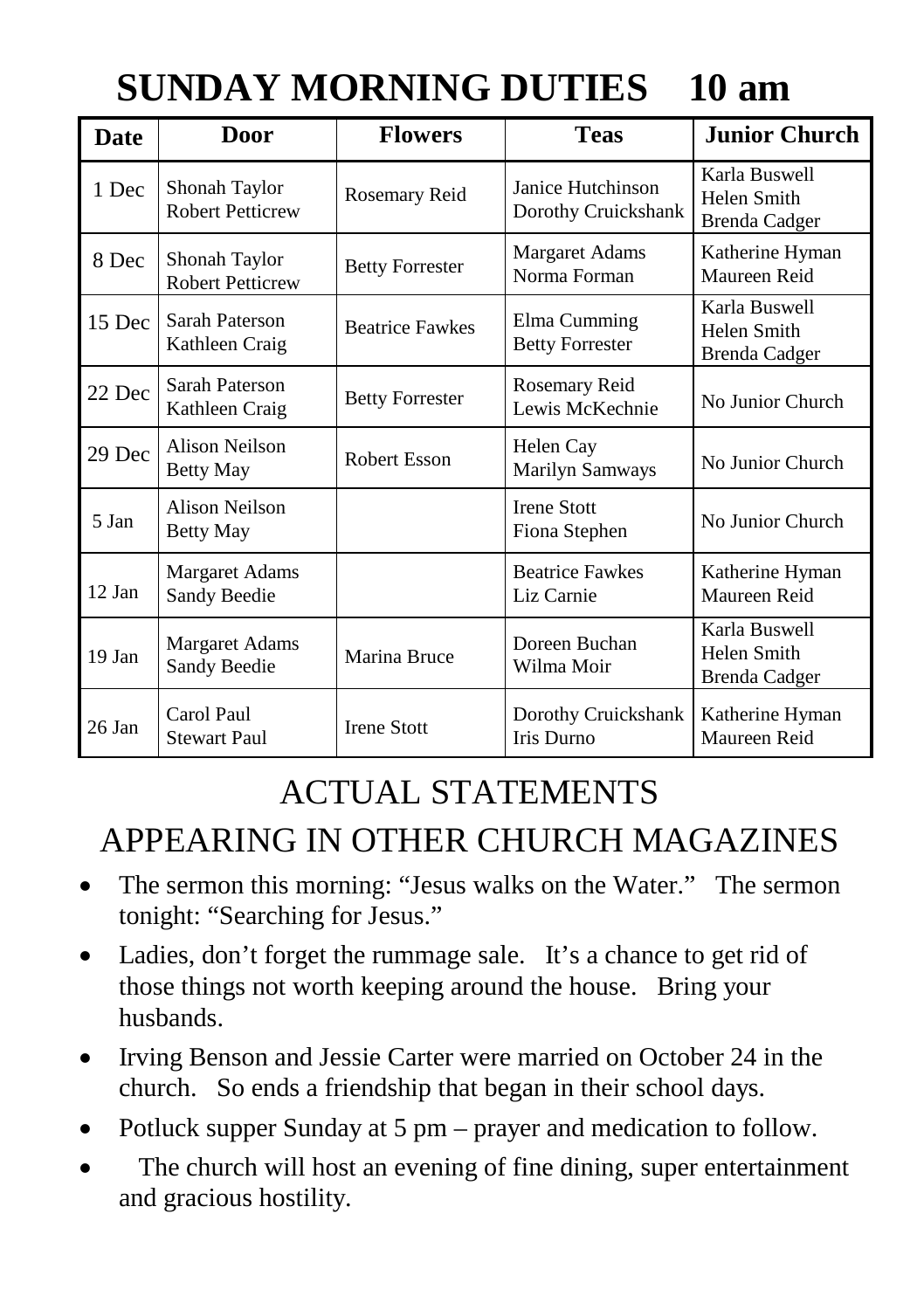# SUNDAY MORNING DUTIES 10 am

| Date | Door | Flowers | Teas | Junior Church |
|---|---|---|---|---|
| 1 Dec | Shonah Taylor<br>Robert Petticrew | Rosemary Reid | Janice Hutchinson<br>Dorothy Cruickshank | Karla Buswell<br>Helen Smith<br>Brenda Cadger |
| 8 Dec | Shonah Taylor<br>Robert Petticrew | Betty Forrester | Margaret Adams<br>Norma Forman | Katherine Hyman<br>Maureen Reid |
| 15 Dec | Sarah Paterson<br>Kathleen Craig | Beatrice Fawkes | Elma Cumming<br>Betty Forrester | Karla Buswell<br>Helen Smith<br>Brenda Cadger |
| 22 Dec | Sarah Paterson<br>Kathleen Craig | Betty Forrester | Rosemary Reid<br>Lewis McKechnie | No Junior Church |
| 29 Dec | Alison Neilson<br>Betty May | Robert Esson | Helen Cay<br>Marilyn Samways | No Junior Church |
| 5 Jan | Alison Neilson<br>Betty May | | Irene Stott<br>Fiona Stephen | No Junior Church |
| 12 Jan | Margaret Adams<br>Sandy Beedie | | Beatrice Fawkes<br>Liz Carnie | Katherine Hyman<br>Maureen Reid |
| 19 Jan | Margaret Adams<br>Sandy Beedie | Marina Bruce | Doreen Buchan<br>Wilma Moir | Karla Buswell<br>Helen Smith<br>Brenda Cadger |
| 26 Jan | Carol Paul<br>Stewart Paul | Irene Stott | Dorothy Cruickshank<br>Iris Durno | Katherine Hyman<br>Maureen Reid |

## ACTUAL STATEMENTS APPEARING IN OTHER CHURCH MAGAZINES

- The sermon this morning: "Jesus walks on the Water." The sermon tonight: "Searching for Jesus."
- Ladies, don't forget the rummage sale. It's a chance to get rid of those things not worth keeping around the house. Bring your husbands.
- Irving Benson and Jessie Carter were married on October 24 in the church. So ends a friendship that began in their school days.
- Potluck supper Sunday at 5 pm – prayer and medication to follow.
- The church will host an evening of fine dining, super entertainment and gracious hostility.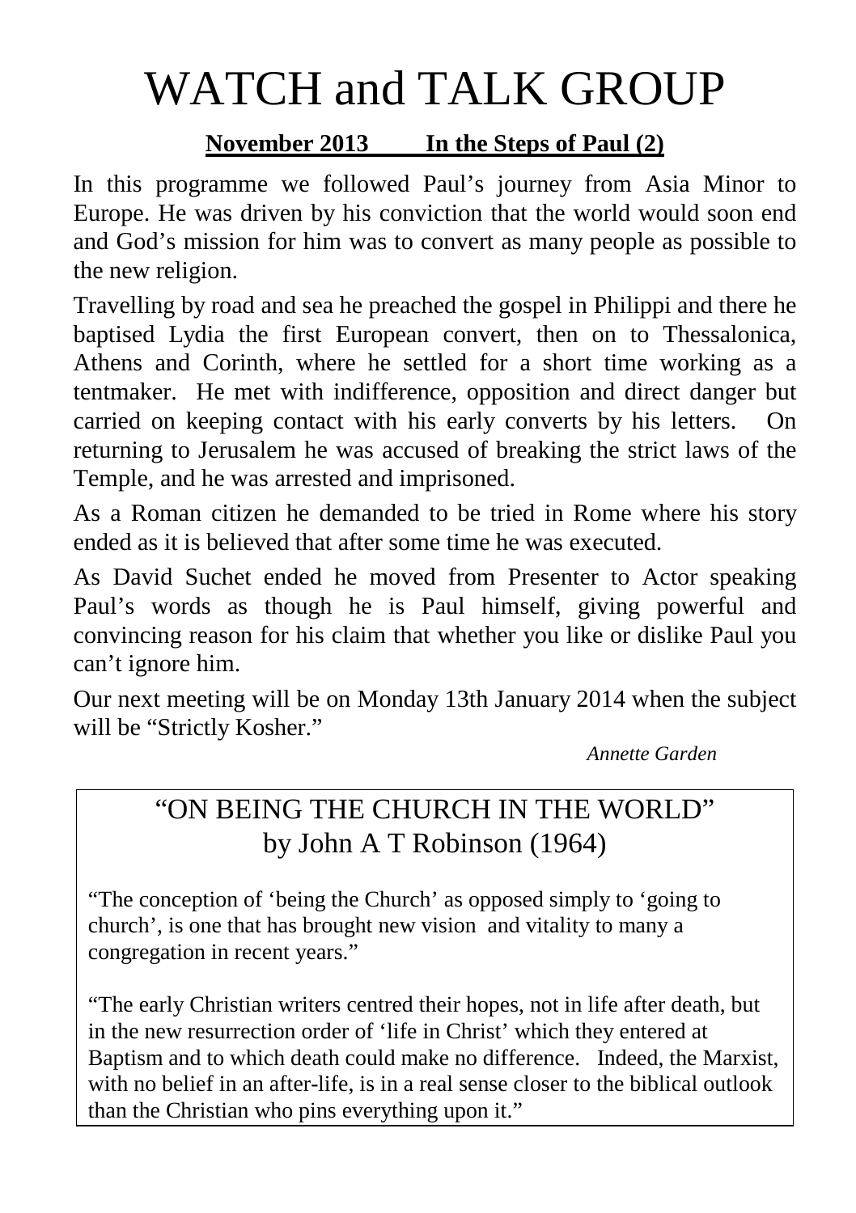# WATCH and TALK GROUP

**November 2013        In the Steps of Paul (2)**

In this programme we followed Paul's journey from Asia Minor to Europe. He was driven by his conviction that the world would soon end and God's mission for him was to convert as many people as possible to the new religion.

Travelling by road and sea he preached the gospel in Philippi and there he baptised Lydia the first European convert, then on to Thessalonica, Athens and Corinth, where he settled for a short time working as a tentmaker. He met with indifference, opposition and direct danger but carried on keeping contact with his early converts by his letters. On returning to Jerusalem he was accused of breaking the strict laws of the Temple, and he was arrested and imprisoned.

As a Roman citizen he demanded to be tried in Rome where his story ended as it is believed that after some time he was executed.

As David Suchet ended he moved from Presenter to Actor speaking Paul's words as though he is Paul himself, giving powerful and convincing reason for his claim that whether you like or dislike Paul you can't ignore him.

Our next meeting will be on Monday 13th January 2014 when the subject will be "Strictly Kosher."

*Annette Garden*

## "ON BEING THE CHURCH IN THE WORLD"
## by John A T Robinson (1964)

"The conception of 'being the Church' as opposed simply to 'going to church', is one that has brought new vision and vitality to many a congregation in recent years."

"The early Christian writers centred their hopes, not in life after death, but in the new resurrection order of 'life in Christ' which they entered at Baptism and to which death could make no difference. Indeed, the Marxist, with no belief in an after-life, is in a real sense closer to the biblical outlook than the Christian who pins everything upon it."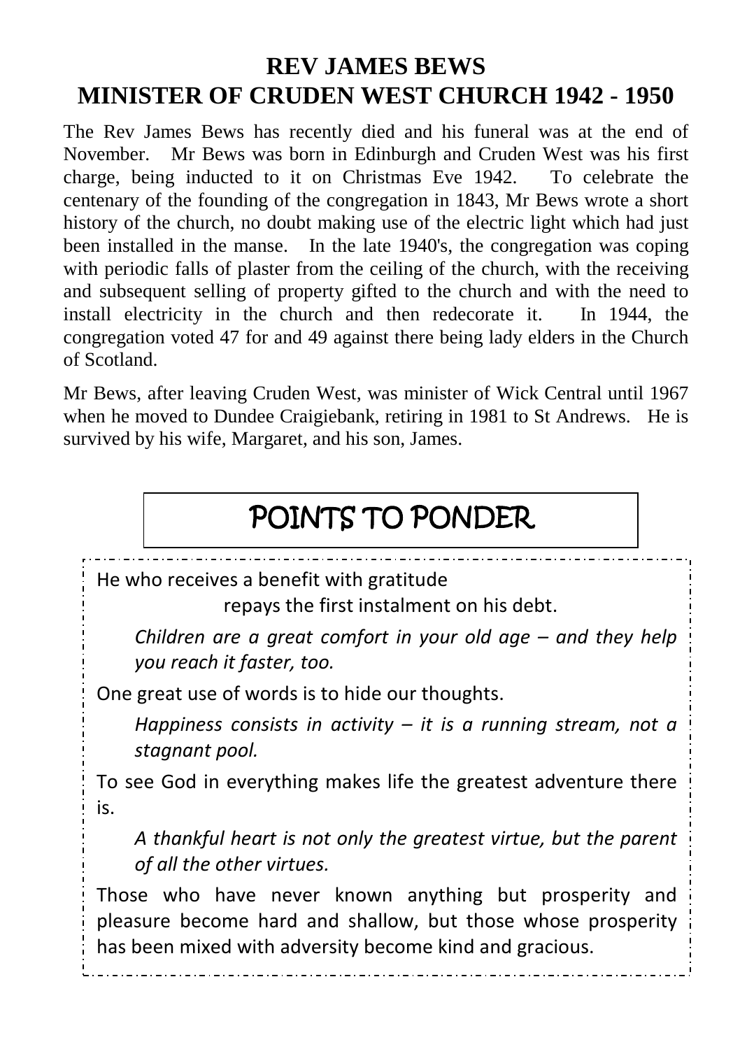## REV JAMES BEWS
## MINISTER OF CRUDEN WEST CHURCH 1942 - 1950

The Rev James Bews has recently died and his funeral was at the end of November. Mr Bews was born in Edinburgh and Cruden West was his first charge, being inducted to it on Christmas Eve 1942. To celebrate the centenary of the founding of the congregation in 1843, Mr Bews wrote a short history of the church, no doubt making use of the electric light which had just been installed in the manse. In the late 1940's, the congregation was coping with periodic falls of plaster from the ceiling of the church, with the receiving and subsequent selling of property gifted to the church and with the need to install electricity in the church and then redecorate it. In 1944, the congregation voted 47 for and 49 against there being lady elders in the Church of Scotland.

Mr Bews, after leaving Cruden West, was minister of Wick Central until 1967 when he moved to Dundee Craigiebank, retiring in 1981 to St Andrews. He is survived by his wife, Margaret, and his son, James.

## POINTS TO PONDER

He who receives a benefit with gratitude
repays the first instalment on his debt.

*Children are a great comfort in your old age – and they help you reach it faster, too.*

One great use of words is to hide our thoughts.

*Happiness consists in activity – it is a running stream, not a stagnant pool.*

To see God in everything makes life the greatest adventure there is.

*A thankful heart is not only the greatest virtue, but the parent of all the other virtues.*

Those who have never known anything but prosperity and pleasure become hard and shallow, but those whose prosperity has been mixed with adversity become kind and gracious.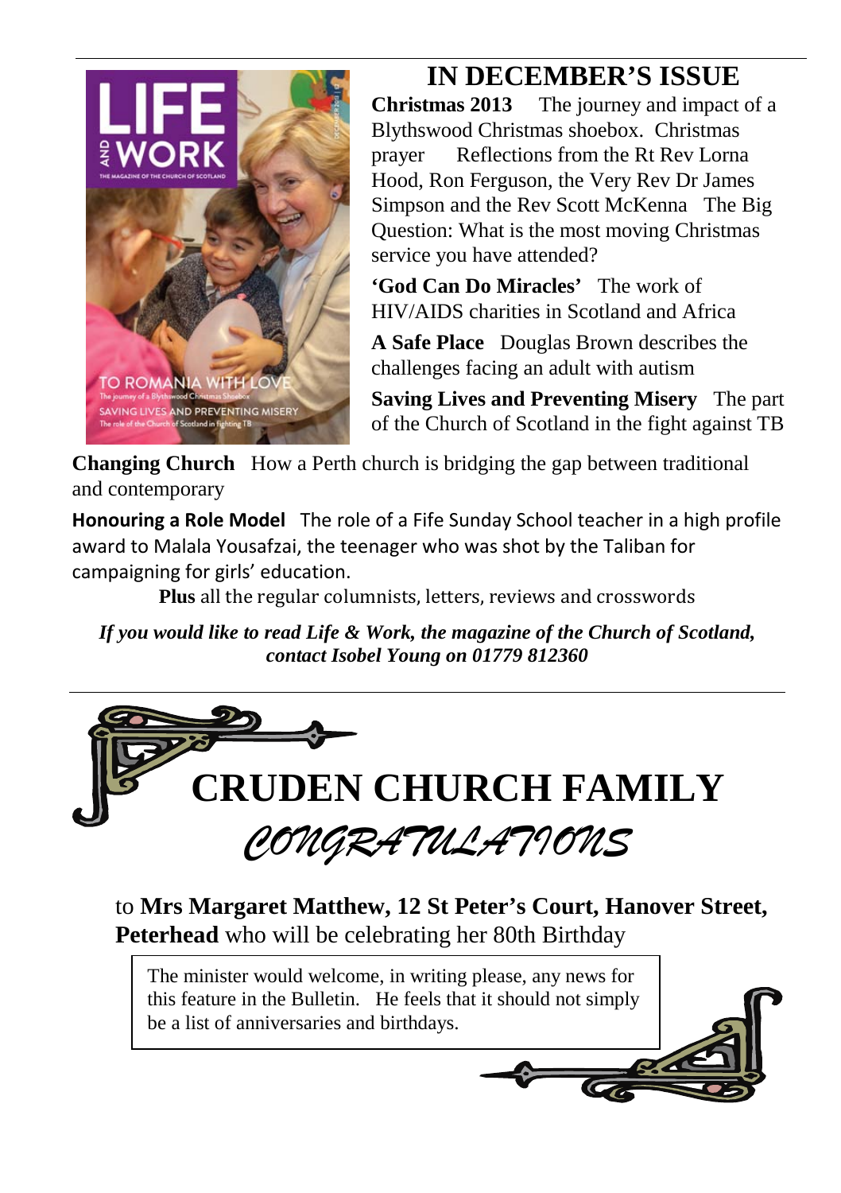## IN DECEMBER'S ISSUE

**Christmas 2013** The journey and impact of a Blythswood Christmas shoebox. Christmas prayer Reflections from the Rt Rev Lorna Hood, Ron Ferguson, the Very Rev Dr James Simpson and the Rev Scott McKenna The Big Question: What is the most moving Christmas service you have attended?

**'God Can Do Miracles'** The work of HIV/AIDS charities in Scotland and Africa

**A Safe Place** Douglas Brown describes the challenges facing an adult with autism

**Saving Lives and Preventing Misery** The part of the Church of Scotland in the fight against TB

**Changing Church** How a Perth church is bridging the gap between traditional and contemporary

**Honouring a Role Model** The role of a Fife Sunday School teacher in a high profile award to Malala Yousafzai, the teenager who was shot by the Taliban for campaigning for girls' education.

**Plus** all the regular columnists, letters, reviews and crosswords

***If you would like to read Life & Work, the magazine of the Church of Scotland, contact Isobel Young on 01779 812360***

---

# CRUDEN CHURCH FAMILY

*CONGRATULATIONS*

to **Mrs Margaret Matthew, 12 St Peter's Court, Hanover Street, Peterhead** who will be celebrating her 80th Birthday

The minister would welcome, in writing please, any news for this feature in the Bulletin. He feels that it should not simply be a list of anniversaries and birthdays.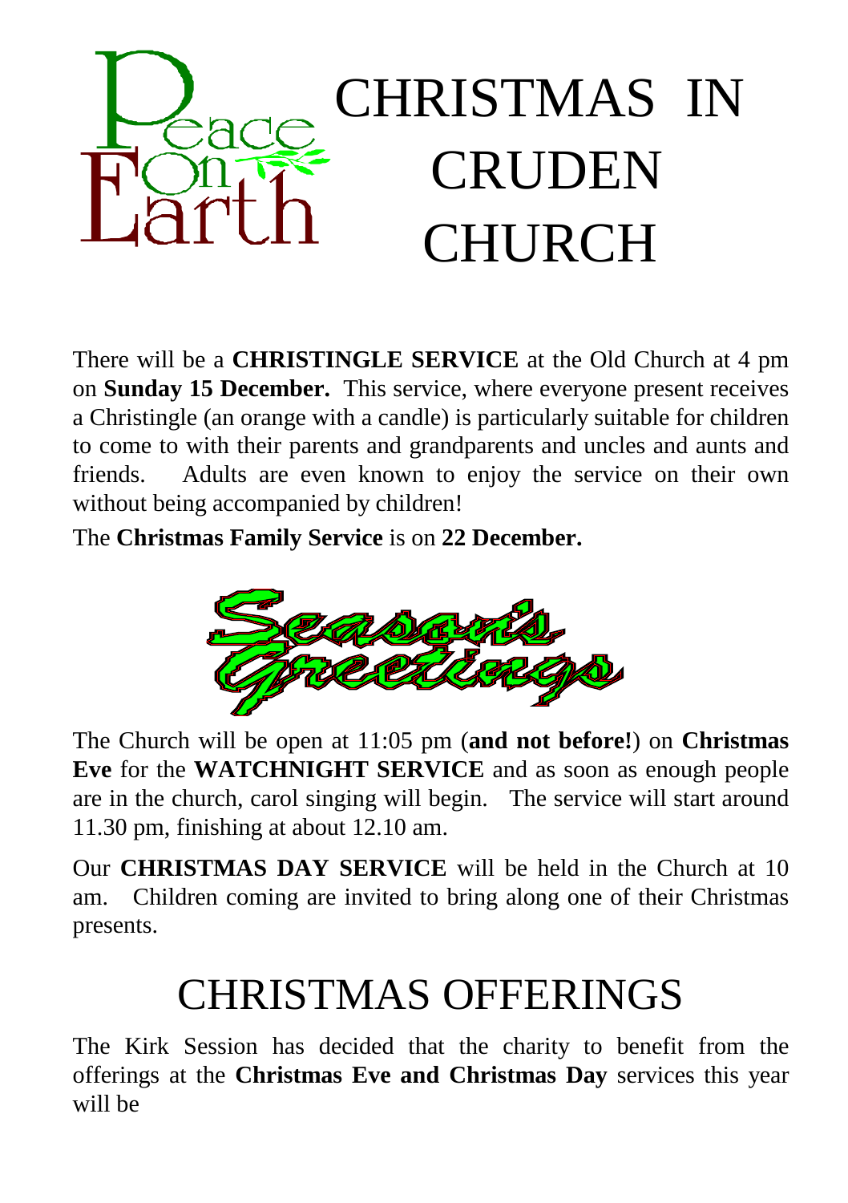Peace On Earth

# CHRISTMAS IN CRUDEN CHURCH

There will be a **CHRISTINGLE SERVICE** at the Old Church at 4 pm on **Sunday 15 December.** This service, where everyone present receives a Christingle (an orange with a candle) is particularly suitable for children to come to with their parents and grandparents and uncles and aunts and friends. Adults are even known to enjoy the service on their own without being accompanied by children!

The **Christmas Family Service** is on **22 December.**

Seasons Greetings

The Church will be open at 11:05 pm (**and not before!**) on **Christmas Eve** for the **WATCHNIGHT SERVICE** and as soon as enough people are in the church, carol singing will begin. The service will start around 11.30 pm, finishing at about 12.10 am.

Our **CHRISTMAS DAY SERVICE** will be held in the Church at 10 am. Children coming are invited to bring along one of their Christmas presents.

# CHRISTMAS OFFERINGS

The Kirk Session has decided that the charity to benefit from the offerings at the **Christmas Eve and Christmas Day** services this year will be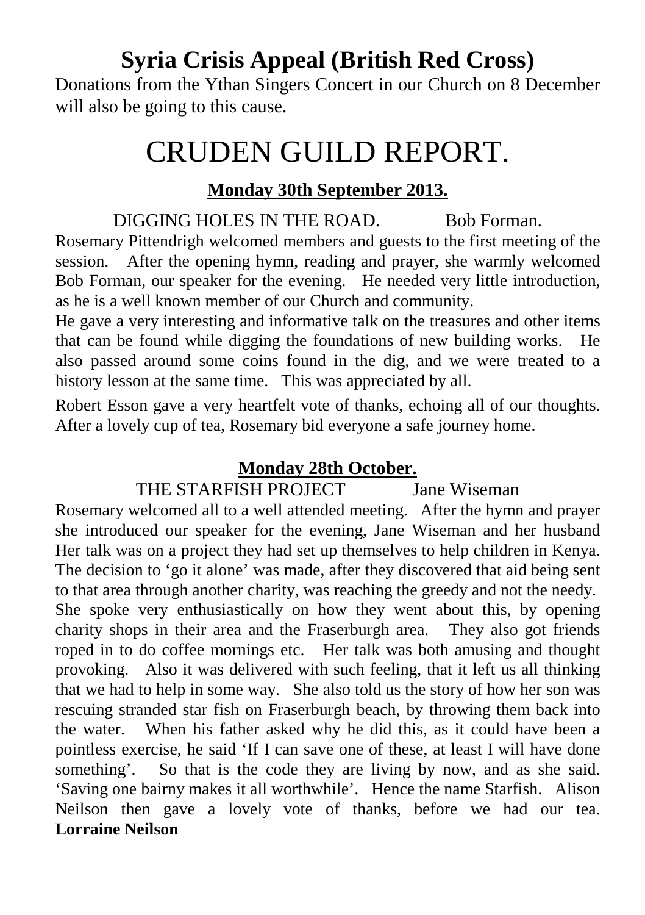## Syria Crisis Appeal (British Red Cross)

Donations from the Ythan Singers Concert in our Church on 8 December will also be going to this cause.

# CRUDEN GUILD REPORT.

### Monday 30th September 2013.

DIGGING HOLES IN THE ROAD. Bob Forman.

Rosemary Pittendrigh welcomed members and guests to the first meeting of the session. After the opening hymn, reading and prayer, she warmly welcomed Bob Forman, our speaker for the evening. He needed very little introduction, as he is a well known member of our Church and community.

He gave a very interesting and informative talk on the treasures and other items that can be found while digging the foundations of new building works. He also passed around some coins found in the dig, and we were treated to a history lesson at the same time. This was appreciated by all.

Robert Esson gave a very heartfelt vote of thanks, echoing all of our thoughts. After a lovely cup of tea, Rosemary bid everyone a safe journey home.

### Monday 28th October.

THE STARFISH PROJECT Jane Wiseman

Rosemary welcomed all to a well attended meeting. After the hymn and prayer she introduced our speaker for the evening, Jane Wiseman and her husband Her talk was on a project they had set up themselves to help children in Kenya. The decision to 'go it alone' was made, after they discovered that aid being sent to that area through another charity, was reaching the greedy and not the needy. She spoke very enthusiastically on how they went about this, by opening charity shops in their area and the Fraserburgh area. They also got friends roped in to do coffee mornings etc. Her talk was both amusing and thought provoking. Also it was delivered with such feeling, that it left us all thinking that we had to help in some way. She also told us the story of how her son was rescuing stranded star fish on Fraserburgh beach, by throwing them back into the water. When his father asked why he did this, as it could have been a pointless exercise, he said 'If I can save one of these, at least I will have done something'. So that is the code they are living by now, and as she said. 'Saving one bairny makes it all worthwhile'. Hence the name Starfish. Alison Neilson then gave a lovely vote of thanks, before we had our tea.
**Lorraine Neilson**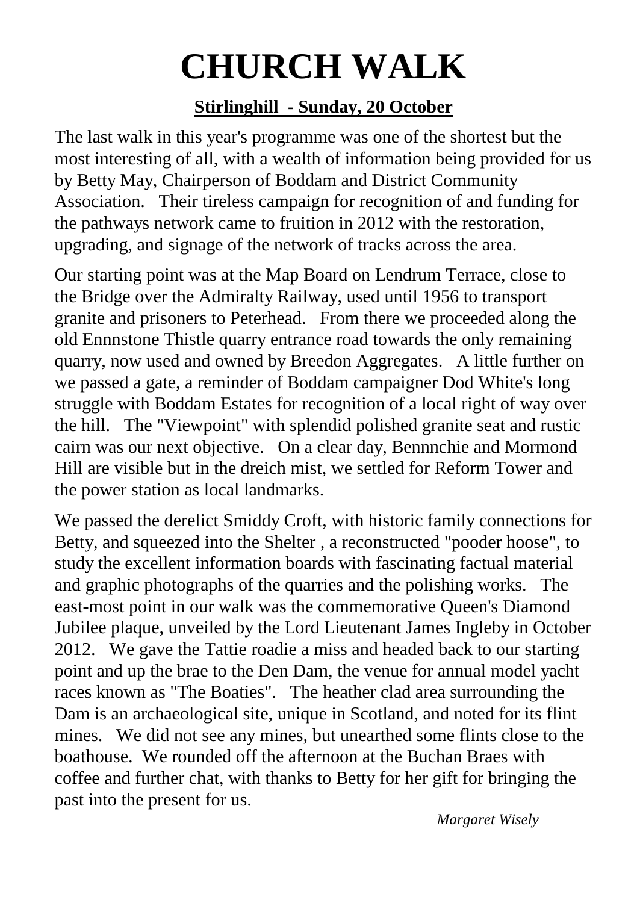# CHURCH WALK

**Stirlinghill - Sunday, 20 October**

The last walk in this year's programme was one of the shortest but the most interesting of all, with a wealth of information being provided for us by Betty May, Chairperson of Boddam and District Community Association. Their tireless campaign for recognition of and funding for the pathways network came to fruition in 2012 with the restoration, upgrading, and signage of the network of tracks across the area.

Our starting point was at the Map Board on Lendrum Terrace, close to the Bridge over the Admiralty Railway, used until 1956 to transport granite and prisoners to Peterhead. From there we proceeded along the old Ennnstone Thistle quarry entrance road towards the only remaining quarry, now used and owned by Breedon Aggregates. A little further on we passed a gate, a reminder of Boddam campaigner Dod White's long struggle with Boddam Estates for recognition of a local right of way over the hill. The "Viewpoint" with splendid polished granite seat and rustic cairn was our next objective. On a clear day, Bennnchie and Mormond Hill are visible but in the dreich mist, we settled for Reform Tower and the power station as local landmarks.

We passed the derelict Smiddy Croft, with historic family connections for Betty, and squeezed into the Shelter , a reconstructed "pooder hoose", to study the excellent information boards with fascinating factual material and graphic photographs of the quarries and the polishing works. The east-most point in our walk was the commemorative Queen's Diamond Jubilee plaque, unveiled by the Lord Lieutenant James Ingleby in October 2012. We gave the Tattie roadie a miss and headed back to our starting point and up the brae to the Den Dam, the venue for annual model yacht races known as "The Boaties". The heather clad area surrounding the Dam is an archaeological site, unique in Scotland, and noted for its flint mines. We did not see any mines, but unearthed some flints close to the boathouse. We rounded off the afternoon at the Buchan Braes with coffee and further chat, with thanks to Betty for her gift for bringing the past into the present for us.

*Margaret Wisely*